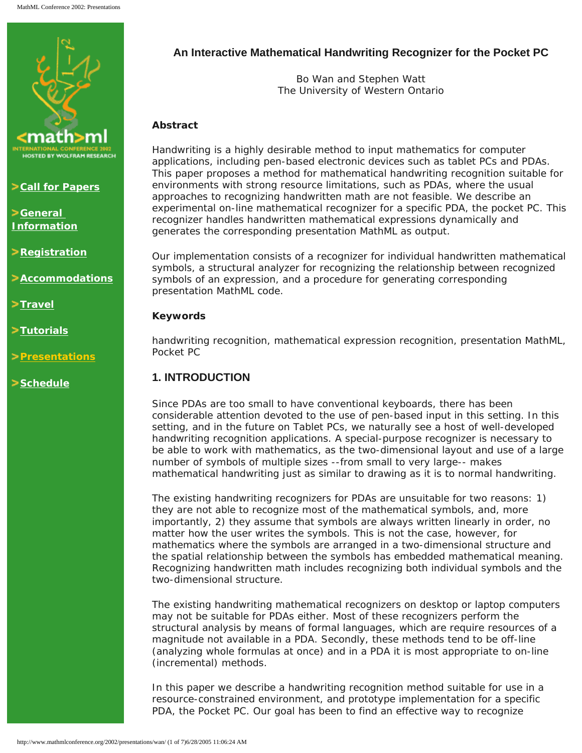# An Interactive Mathematical Handwriting Recognizer for the Pocket PC

Bo Wan and Stephen Watt
The University of Western Ontario

### Abstract

Handwriting is a highly desirable method to input mathematics for computer applications, including pen-based electronic devices such as tablet PCs and PDAs. This paper proposes a method for mathematical handwriting recognition suitable for environments with strong resource limitations, such as PDAs, where the usual approaches to recognizing handwritten math are not feasible. We describe an experimental on-line mathematical recognizer for a specific PDA, the pocket PC. This recognizer handles handwritten mathematical expressions dynamically and generates the corresponding presentation MathML as output.

Our implementation consists of a recognizer for individual handwritten mathematical symbols, a structural analyzer for recognizing the relationship between recognized symbols of an expression, and a procedure for generating corresponding presentation MathML code.

### Keywords

handwriting recognition, mathematical expression recognition, presentation MathML, Pocket PC

## 1. INTRODUCTION

Since PDAs are too small to have conventional keyboards, there has been considerable attention devoted to the use of pen-based input in this setting. In this setting, and in the future on Tablet PCs, we naturally see a host of well-developed handwriting recognition applications. A special-purpose recognizer is necessary to be able to work with mathematics, as the two-dimensional layout and use of a large number of symbols of multiple sizes --from small to very large-- makes mathematical handwriting just as similar to drawing as it is to normal handwriting.

The existing handwriting recognizers for PDAs are unsuitable for two reasons: 1) they are not able to recognize most of the mathematical symbols, and, more importantly, 2) they assume that symbols are always written linearly in order, no matter how the user writes the symbols. This is not the case, however, for mathematics where the symbols are arranged in a two-dimensional structure and the spatial relationship between the symbols has embedded mathematical meaning. Recognizing handwritten math includes recognizing both individual symbols and the two-dimensional structure.

The existing handwriting mathematical recognizers on desktop or laptop computers may not be suitable for PDAs either. Most of these recognizers perform the structural analysis by means of formal languages, which are require resources of a magnitude not available in a PDA. Secondly, these methods tend to be off-line (analyzing whole formulas at once) and in a PDA it is most appropriate to on-line (incremental) methods.

In this paper we describe a handwriting recognition method suitable for use in a resource-constrained environment, and prototype implementation for a specific PDA, the Pocket PC. Our goal has been to find an effective way to recognize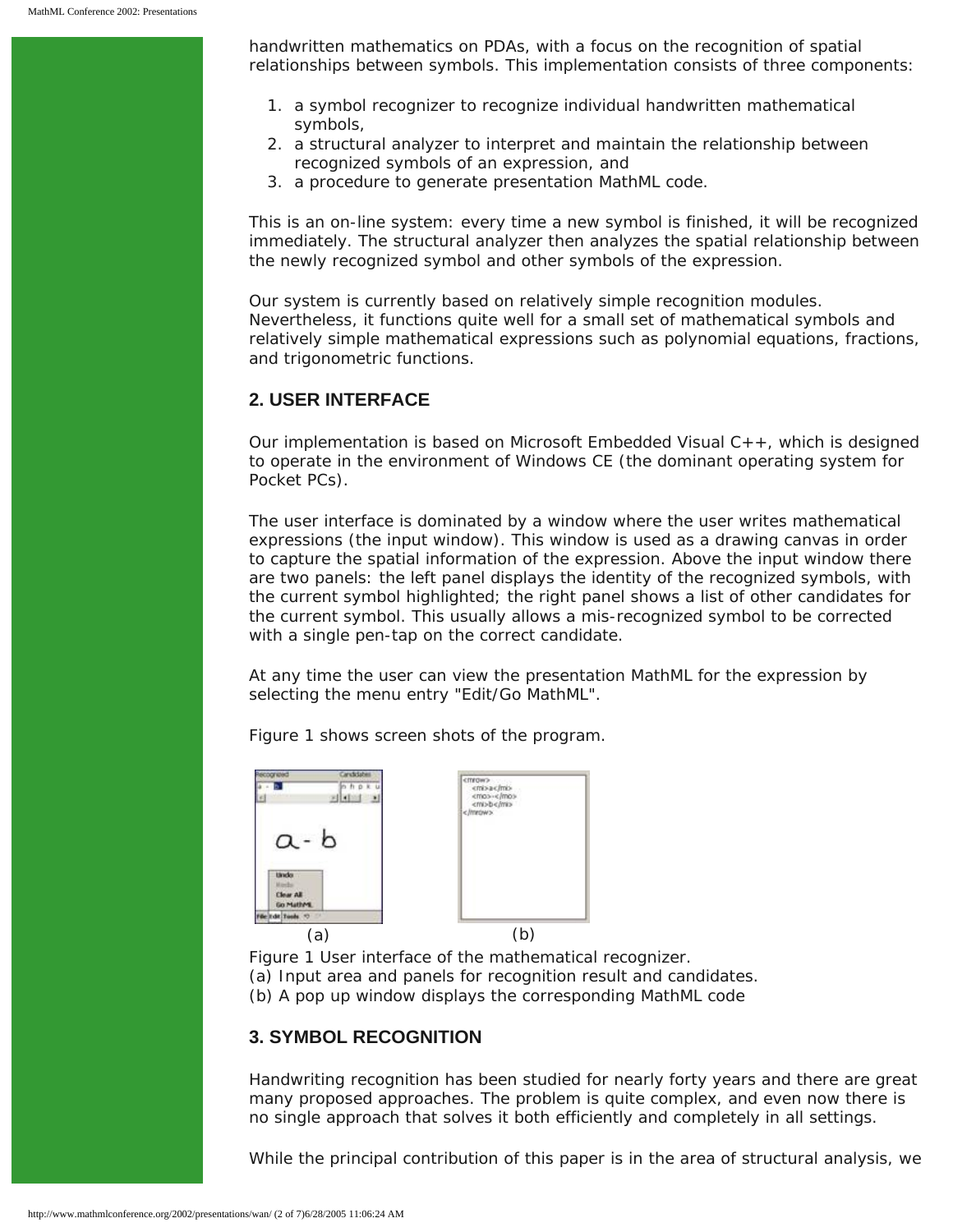handwritten mathematics on PDAs, with a focus on the recognition of spatial relationships between symbols. This implementation consists of three components:

1. a symbol recognizer to recognize individual handwritten mathematical symbols,
2. a structural analyzer to interpret and maintain the relationship between recognized symbols of an expression, and
3. a procedure to generate presentation MathML code.

This is an on-line system: every time a new symbol is finished, it will be recognized immediately. The structural analyzer then analyzes the spatial relationship between the newly recognized symbol and other symbols of the expression.

Our system is currently based on relatively simple recognition modules. Nevertheless, it functions quite well for a small set of mathematical symbols and relatively simple mathematical expressions such as polynomial equations, fractions, and trigonometric functions.

## 2. USER INTERFACE

Our implementation is based on Microsoft Embedded Visual C++, which is designed to operate in the environment of Windows CE (the dominant operating system for Pocket PCs).

The user interface is dominated by a window where the user writes mathematical expressions (the input window). This window is used as a drawing canvas in order to capture the spatial information of the expression. Above the input window there are two panels: the left panel displays the identity of the recognized symbols, with the current symbol highlighted; the right panel shows a list of other candidates for the current symbol. This usually allows a mis-recognized symbol to be corrected with a single pen-tap on the correct candidate.

At any time the user can view the presentation MathML for the expression by selecting the menu entry "Edit/Go MathML".

Figure 1 shows screen shots of the program.

(a) (b)

Figure 1 User interface of the mathematical recognizer.
(a) Input area and panels for recognition result and candidates.
(b) A pop up window displays the corresponding MathML code

## 3. SYMBOL RECOGNITION

Handwriting recognition has been studied for nearly forty years and there are great many proposed approaches. The problem is quite complex, and even now there is no single approach that solves it both efficiently and completely in all settings.

While the principal contribution of this paper is in the area of structural analysis, we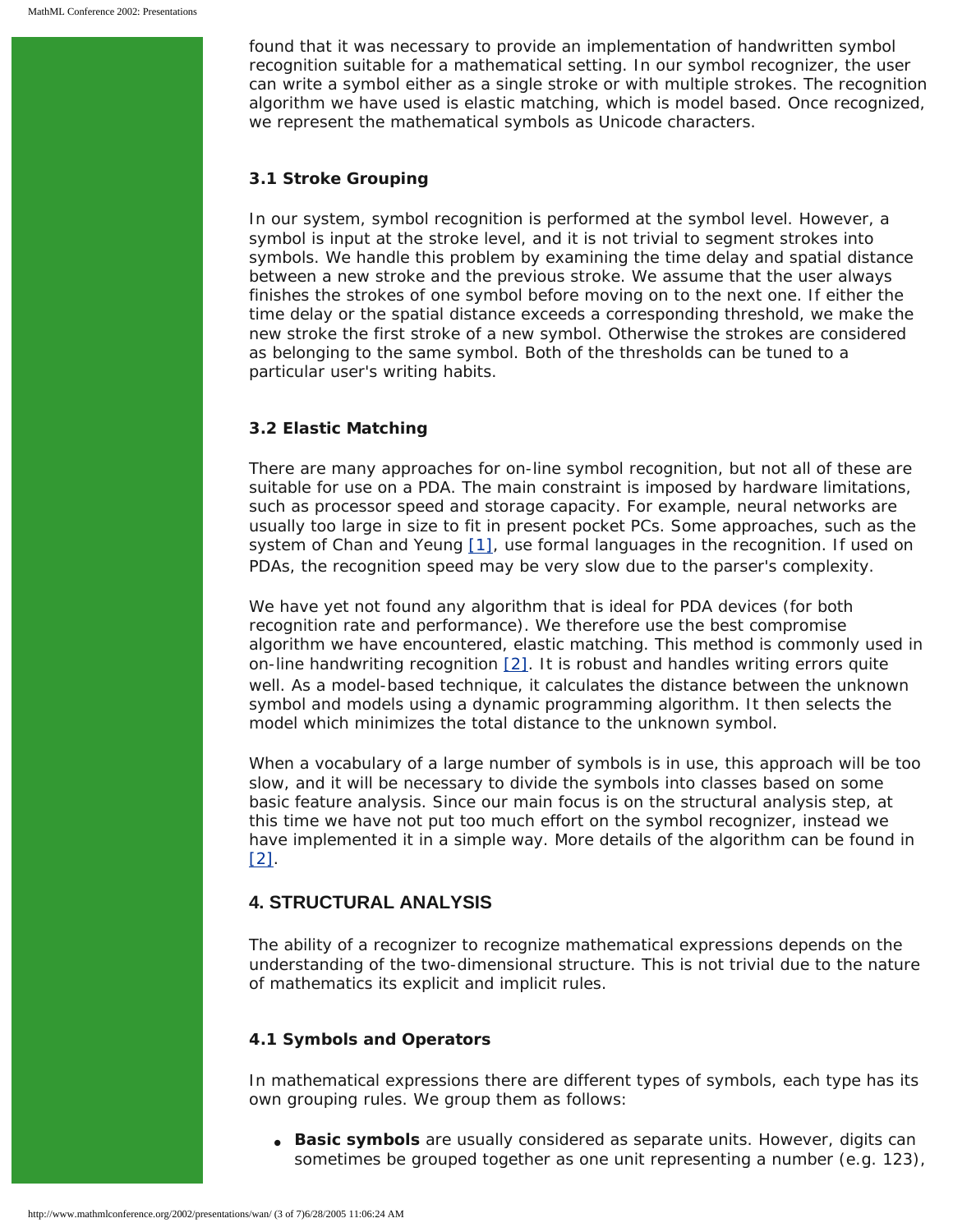found that it was necessary to provide an implementation of handwritten symbol recognition suitable for a mathematical setting. In our symbol recognizer, the user can write a symbol either as a single stroke or with multiple strokes. The recognition algorithm we have used is elastic matching, which is model based. Once recognized, we represent the mathematical symbols as Unicode characters.

### 3.1 Stroke Grouping

In our system, symbol recognition is performed at the symbol level. However, a symbol is input at the stroke level, and it is not trivial to segment strokes into symbols. We handle this problem by examining the time delay and spatial distance between a new stroke and the previous stroke. We assume that the user always finishes the strokes of one symbol before moving on to the next one. If either the time delay or the spatial distance exceeds a corresponding threshold, we make the new stroke the first stroke of a new symbol. Otherwise the strokes are considered as belonging to the same symbol. Both of the thresholds can be tuned to a particular user's writing habits.

### 3.2 Elastic Matching

There are many approaches for on-line symbol recognition, but not all of these are suitable for use on a PDA. The main constraint is imposed by hardware limitations, such as processor speed and storage capacity. For example, neural networks are usually too large in size to fit in present pocket PCs. Some approaches, such as the system of Chan and Yeung [1], use formal languages in the recognition. If used on PDAs, the recognition speed may be very slow due to the parser's complexity.

We have yet not found any algorithm that is ideal for PDA devices (for both recognition rate and performance). We therefore use the best compromise algorithm we have encountered, elastic matching. This method is commonly used in on-line handwriting recognition [2]. It is robust and handles writing errors quite well. As a model-based technique, it calculates the distance between the unknown symbol and models using a dynamic programming algorithm. It then selects the model which minimizes the total distance to the unknown symbol.

When a vocabulary of a large number of symbols is in use, this approach will be too slow, and it will be necessary to divide the symbols into classes based on some basic feature analysis. Since our main focus is on the structural analysis step, at this time we have not put too much effort on the symbol recognizer, instead we have implemented it in a simple way. More details of the algorithm can be found in [2].

## 4. STRUCTURAL ANALYSIS

The ability of a recognizer to recognize mathematical expressions depends on the understanding of the two-dimensional structure. This is not trivial due to the nature of mathematics its explicit and implicit rules.

### 4.1 Symbols and Operators

In mathematical expressions there are different types of symbols, each type has its own grouping rules. We group them as follows:

- **Basic symbols** are usually considered as separate units. However, digits can sometimes be grouped together as one unit representing a number (e.g. 123),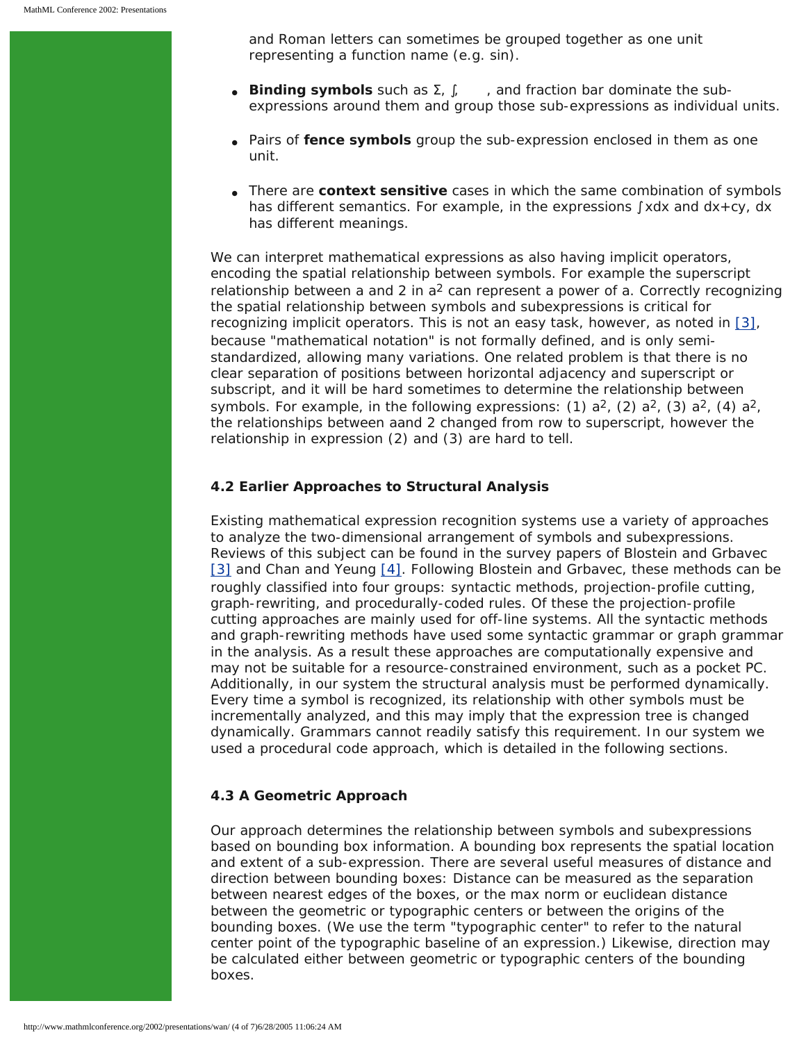and Roman letters can sometimes be grouped together as one unit representing a function name (e.g. sin).

- **Binding symbols** such as Σ, ∫, , and fraction bar dominate the sub-expressions around them and group those sub-expressions as individual units.
- Pairs of **fence symbols** group the sub-expression enclosed in them as one unit.
- There are **context sensitive** cases in which the same combination of symbols has different semantics. For example, in the expressions ∫xdx and dx+cy, dx has different meanings.

We can interpret mathematical expressions as also having implicit operators, encoding the spatial relationship between symbols. For example the superscript relationship between a and 2 in $a^2$ can represent a power of a. Correctly recognizing the spatial relationship between symbols and subexpressions is critical for recognizing implicit operators. This is not an easy task, however, as noted in [3], because "mathematical notation" is not formally defined, and is only semi-standardized, allowing many variations. One related problem is that there is no clear separation of positions between horizontal adjacency and superscript or subscript, and it will be hard sometimes to determine the relationship between symbols. For example, in the following expressions: (1) $a^2$, (2) $a^2$, (3) $a^2$, (4) $a^2$, the relationships between aand 2 changed from row to superscript, however the relationship in expression (2) and (3) are hard to tell.

### 4.2 Earlier Approaches to Structural Analysis

Existing mathematical expression recognition systems use a variety of approaches to analyze the two-dimensional arrangement of symbols and subexpressions. Reviews of this subject can be found in the survey papers of Blostein and Grbavec [3] and Chan and Yeung [4]. Following Blostein and Grbavec, these methods can be roughly classified into four groups: syntactic methods, projection-profile cutting, graph-rewriting, and procedurally-coded rules. Of these the projection-profile cutting approaches are mainly used for off-line systems. All the syntactic methods and graph-rewriting methods have used some syntactic grammar or graph grammar in the analysis. As a result these approaches are computationally expensive and may not be suitable for a resource-constrained environment, such as a pocket PC. Additionally, in our system the structural analysis must be performed dynamically. Every time a symbol is recognized, its relationship with other symbols must be incrementally analyzed, and this may imply that the expression tree is changed dynamically. Grammars cannot readily satisfy this requirement. In our system we used a procedural code approach, which is detailed in the following sections.

### 4.3 A Geometric Approach

Our approach determines the relationship between symbols and subexpressions based on bounding box information. A bounding box represents the spatial location and extent of a sub-expression. There are several useful measures of distance and direction between bounding boxes: Distance can be measured as the separation between nearest edges of the boxes, or the max norm or euclidean distance between the geometric or typographic centers or between the origins of the bounding boxes. (We use the term "typographic center" to refer to the natural center point of the typographic baseline of an expression.) Likewise, direction may be calculated either between geometric or typographic centers of the bounding boxes.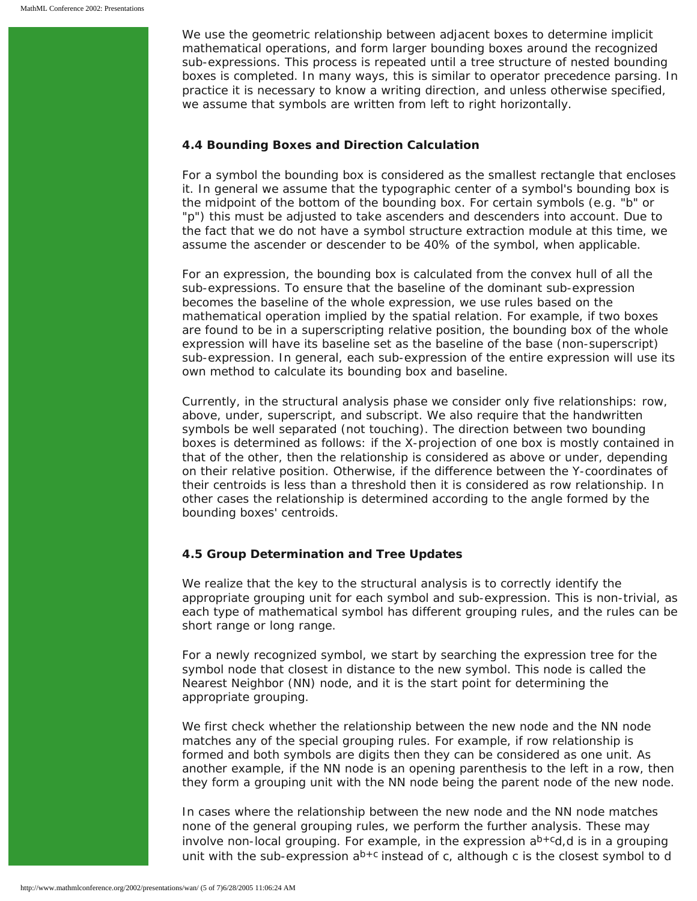We use the geometric relationship between adjacent boxes to determine implicit mathematical operations, and form larger bounding boxes around the recognized sub-expressions. This process is repeated until a tree structure of nested bounding boxes is completed. In many ways, this is similar to operator precedence parsing. In practice it is necessary to know a writing direction, and unless otherwise specified, we assume that symbols are written from left to right horizontally.

### 4.4 Bounding Boxes and Direction Calculation

For a symbol the bounding box is considered as the smallest rectangle that encloses it. In general we assume that the typographic center of a symbol's bounding box is the midpoint of the bottom of the bounding box. For certain symbols (e.g. "b" or "p") this must be adjusted to take ascenders and descenders into account. Due to the fact that we do not have a symbol structure extraction module at this time, we assume the ascender or descender to be 40% of the symbol, when applicable.

For an expression, the bounding box is calculated from the convex hull of all the sub-expressions. To ensure that the baseline of the dominant sub-expression becomes the baseline of the whole expression, we use rules based on the mathematical operation implied by the spatial relation. For example, if two boxes are found to be in a superscripting relative position, the bounding box of the whole expression will have its baseline set as the baseline of the base (non-superscript) sub-expression. In general, each sub-expression of the entire expression will use its own method to calculate its bounding box and baseline.

Currently, in the structural analysis phase we consider only five relationships: row, above, under, superscript, and subscript. We also require that the handwritten symbols be well separated (not touching). The direction between two bounding boxes is determined as follows: if the X-projection of one box is mostly contained in that of the other, then the relationship is considered as above or under, depending on their relative position. Otherwise, if the difference between the Y-coordinates of their centroids is less than a threshold then it is considered as row relationship. In other cases the relationship is determined according to the angle formed by the bounding boxes' centroids.

### 4.5 Group Determination and Tree Updates

We realize that the key to the structural analysis is to correctly identify the appropriate grouping unit for each symbol and sub-expression. This is non-trivial, as each type of mathematical symbol has different grouping rules, and the rules can be short range or long range.

For a newly recognized symbol, we start by searching the expression tree for the symbol node that closest in distance to the new symbol. This node is called the Nearest Neighbor (NN) node, and it is the start point for determining the appropriate grouping.

We first check whether the relationship between the new node and the NN node matches any of the special grouping rules. For example, if row relationship is formed and both symbols are digits then they can be considered as one unit. As another example, if the NN node is an opening parenthesis to the left in a row, then they form a grouping unit with the NN node being the parent node of the new node.

In cases where the relationship between the new node and the NN node matches none of the general grouping rules, we perform the further analysis. These may involve non-local grouping. For example, in the expression $a^{b+c}d$,d is in a grouping unit with the sub-expression $a^{b+c}$ instead of c, although c is the closest symbol to d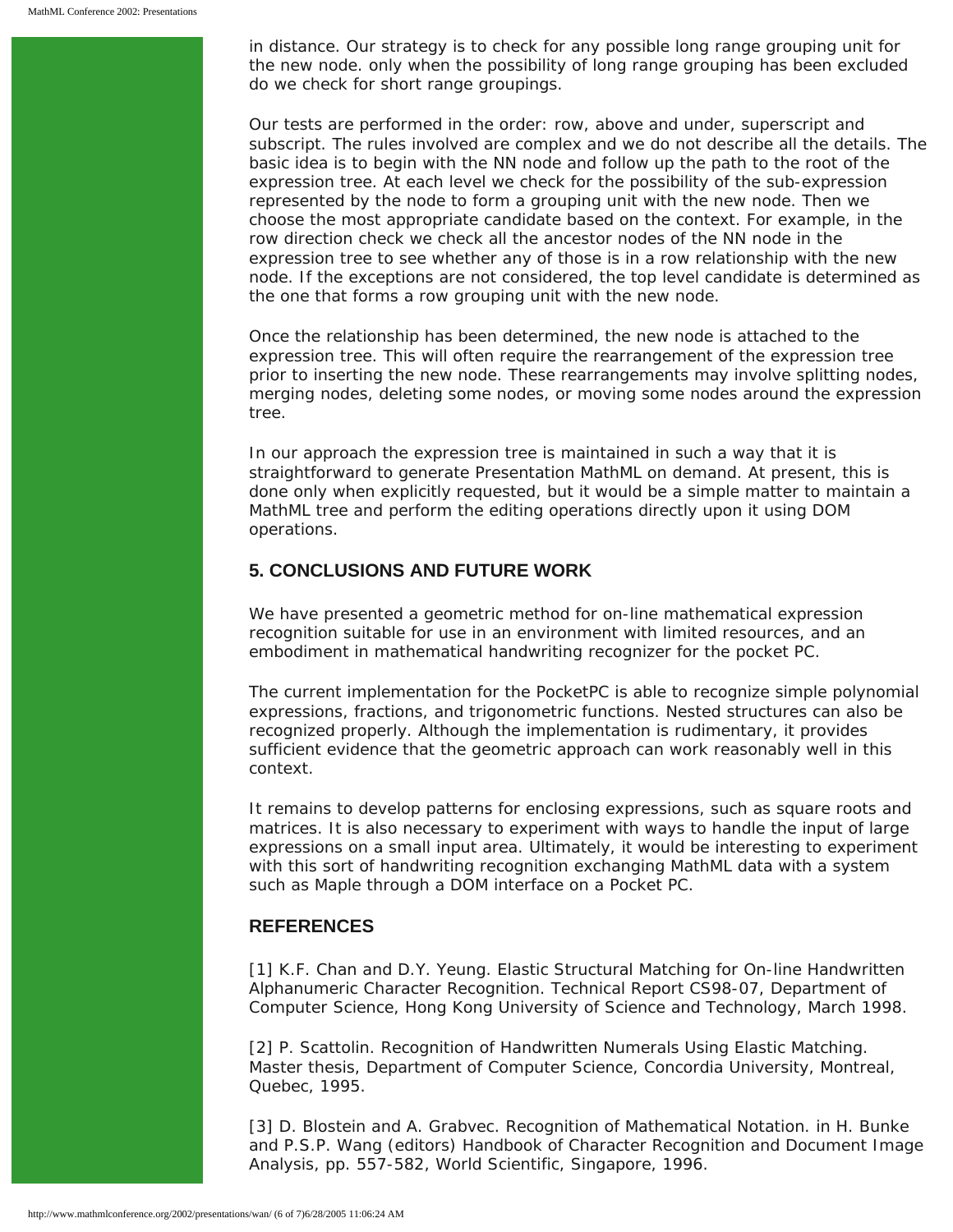in distance. Our strategy is to check for any possible long range grouping unit for the new node. only when the possibility of long range grouping has been excluded do we check for short range groupings.

Our tests are performed in the order: row, above and under, superscript and subscript. The rules involved are complex and we do not describe all the details. The basic idea is to begin with the NN node and follow up the path to the root of the expression tree. At each level we check for the possibility of the sub-expression represented by the node to form a grouping unit with the new node. Then we choose the most appropriate candidate based on the context. For example, in the row direction check we check all the ancestor nodes of the NN node in the expression tree to see whether any of those is in a row relationship with the new node. If the exceptions are not considered, the top level candidate is determined as the one that forms a row grouping unit with the new node.

Once the relationship has been determined, the new node is attached to the expression tree. This will often require the rearrangement of the expression tree prior to inserting the new node. These rearrangements may involve splitting nodes, merging nodes, deleting some nodes, or moving some nodes around the expression tree.

In our approach the expression tree is maintained in such a way that it is straightforward to generate Presentation MathML on demand. At present, this is done only when explicitly requested, but it would be a simple matter to maintain a MathML tree and perform the editing operations directly upon it using DOM operations.

## 5. CONCLUSIONS AND FUTURE WORK

We have presented a geometric method for on-line mathematical expression recognition suitable for use in an environment with limited resources, and an embodiment in mathematical handwriting recognizer for the pocket PC.

The current implementation for the PocketPC is able to recognize simple polynomial expressions, fractions, and trigonometric functions. Nested structures can also be recognized properly. Although the implementation is rudimentary, it provides sufficient evidence that the geometric approach can work reasonably well in this context.

It remains to develop patterns for enclosing expressions, such as square roots and matrices. It is also necessary to experiment with ways to handle the input of large expressions on a small input area. Ultimately, it would be interesting to experiment with this sort of handwriting recognition exchanging MathML data with a system such as Maple through a DOM interface on a Pocket PC.

## REFERENCES

[1] K.F. Chan and D.Y. Yeung. Elastic Structural Matching for On-line Handwritten Alphanumeric Character Recognition. Technical Report CS98-07, Department of Computer Science, Hong Kong University of Science and Technology, March 1998.

[2] P. Scattolin. Recognition of Handwritten Numerals Using Elastic Matching. Master thesis, Department of Computer Science, Concordia University, Montreal, Quebec, 1995.

[3] D. Blostein and A. Grabvec. Recognition of Mathematical Notation. in H. Bunke and P.S.P. Wang (editors) Handbook of Character Recognition and Document Image Analysis, pp. 557-582, World Scientific, Singapore, 1996.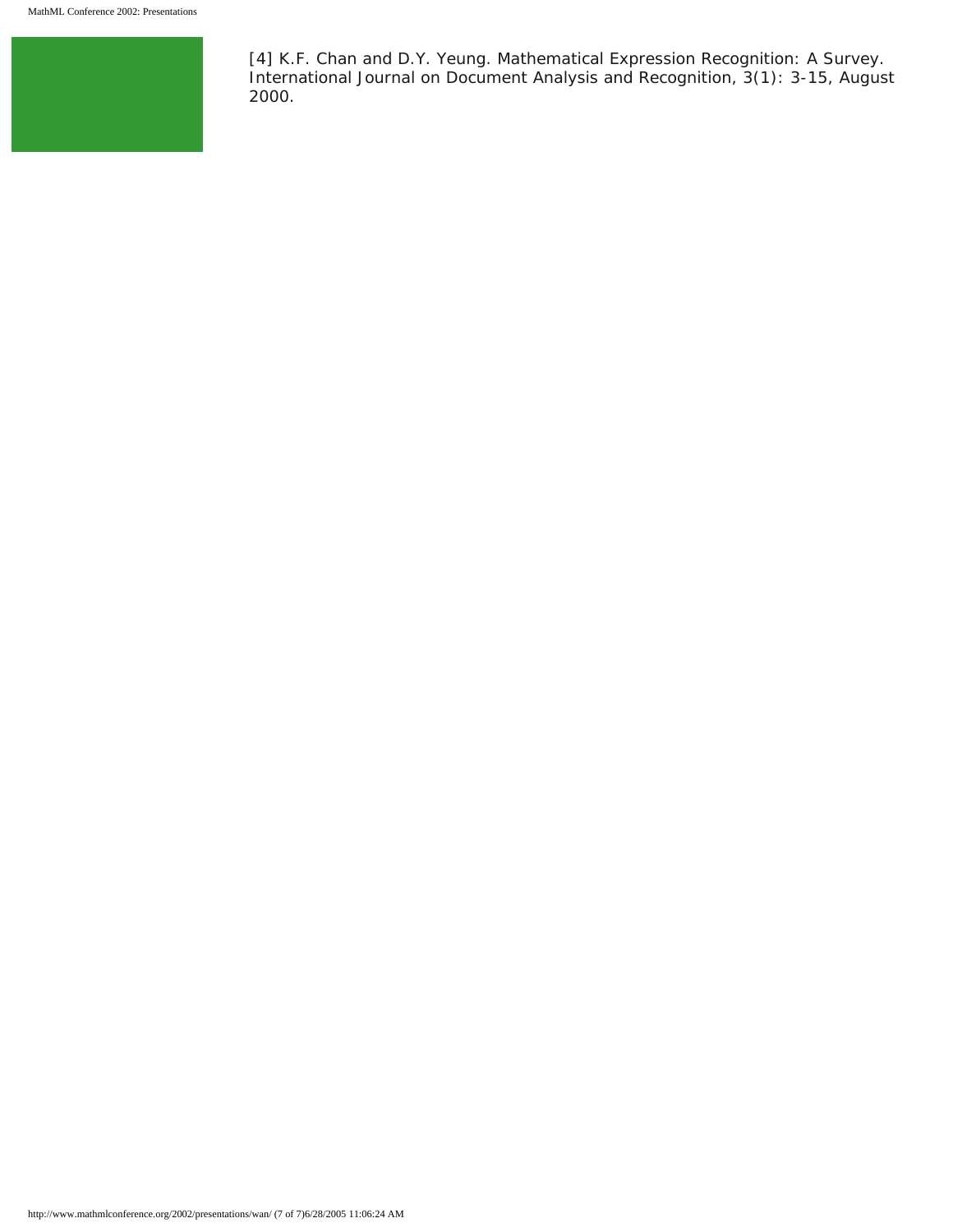[4] K.F. Chan and D.Y. Yeung. Mathematical Expression Recognition: A Survey. International Journal on Document Analysis and Recognition, 3(1): 3-15, August 2000.